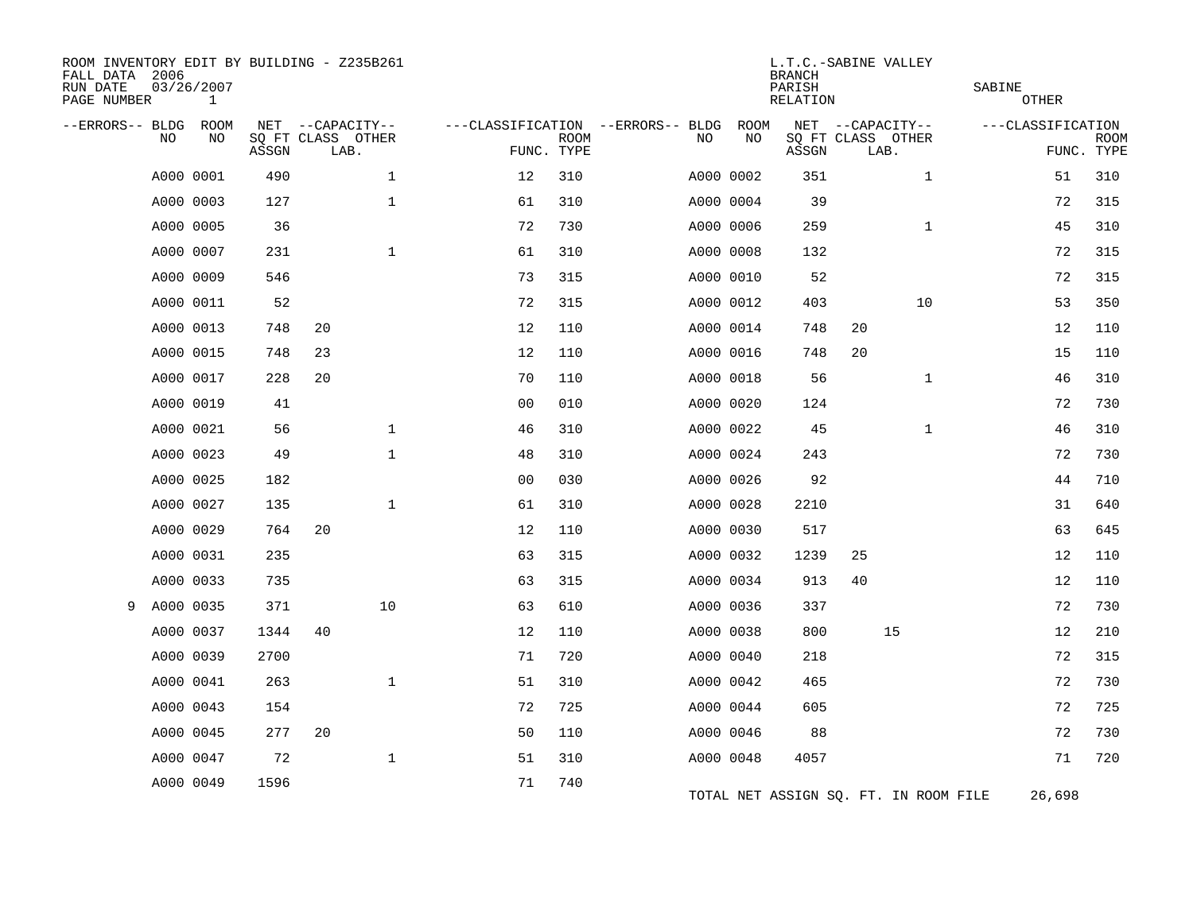ROOM INVENTORY EDIT BY BUILDING - Z235B261
FALL DATA 2006
RUN DATE 03/26/2007
PAGE NUMBER 1

L.T.C.-SABINE VALLEY
BRANCH
PARISH SABINE
RELATION OTHER

| --ERRORS-- | BLDG NO | ROOM NO | NET SQ FT ASSGN | CAPACITY CLASS LAB. | CAPACITY OTHER | CLASSIFICATION FUNC. | ROOM TYPE | --ERRORS-- | BLDG NO | ROOM NO | NET SQ FT ASSGN | CAPACITY CLASS LAB. | CAPACITY OTHER | CLASSIFICATION FUNC. | ROOM TYPE |
|---|---|---|---|---|---|---|---|---|---|---|---|---|---|---|---|
| | A000 | 0001 | 490 | | 1 | 12 | 310 | | A000 | 0002 | 351 | | 1 | 51 | 310 |
| | A000 | 0003 | 127 | | 1 | 61 | 310 | | A000 | 0004 | 39 | | | 72 | 315 |
| | A000 | 0005 | 36 | | | 72 | 730 | | A000 | 0006 | 259 | | 1 | 45 | 310 |
| | A000 | 0007 | 231 | | 1 | 61 | 310 | | A000 | 0008 | 132 | | | 72 | 315 |
| | A000 | 0009 | 546 | | | 73 | 315 | | A000 | 0010 | 52 | | | 72 | 315 |
| | A000 | 0011 | 52 | | | 72 | 315 | | A000 | 0012 | 403 | | 10 | 53 | 350 |
| | A000 | 0013 | 748 | 20 | | 12 | 110 | | A000 | 0014 | 748 | 20 | | 12 | 110 |
| | A000 | 0015 | 748 | 23 | | 12 | 110 | | A000 | 0016 | 748 | 20 | | 15 | 110 |
| | A000 | 0017 | 228 | 20 | | 70 | 110 | | A000 | 0018 | 56 | | 1 | 46 | 310 |
| | A000 | 0019 | 41 | | | 00 | 010 | | A000 | 0020 | 124 | | | 72 | 730 |
| | A000 | 0021 | 56 | | 1 | 46 | 310 | | A000 | 0022 | 45 | | 1 | 46 | 310 |
| | A000 | 0023 | 49 | | 1 | 48 | 310 | | A000 | 0024 | 243 | | | 72 | 730 |
| | A000 | 0025 | 182 | | | 00 | 030 | | A000 | 0026 | 92 | | | 44 | 710 |
| | A000 | 0027 | 135 | | 1 | 61 | 310 | | A000 | 0028 | 2210 | | | 31 | 640 |
| | A000 | 0029 | 764 | 20 | | 12 | 110 | | A000 | 0030 | 517 | | | 63 | 645 |
| | A000 | 0031 | 235 | | | 63 | 315 | | A000 | 0032 | 1239 | 25 | | 12 | 110 |
| | A000 | 0033 | 735 | | | 63 | 315 | | A000 | 0034 | 913 | 40 | | 12 | 110 |
| 9 | A000 | 0035 | 371 | | 10 | 63 | 610 | | A000 | 0036 | 337 | | | 72 | 730 |
| | A000 | 0037 | 1344 | 40 | | 12 | 110 | | A000 | 0038 | 800 | 15 | | 12 | 210 |
| | A000 | 0039 | 2700 | | | 71 | 720 | | A000 | 0040 | 218 | | | 72 | 315 |
| | A000 | 0041 | 263 | | 1 | 51 | 310 | | A000 | 0042 | 465 | | | 72 | 730 |
| | A000 | 0043 | 154 | | | 72 | 725 | | A000 | 0044 | 605 | | | 72 | 725 |
| | A000 | 0045 | 277 | 20 | | 50 | 110 | | A000 | 0046 | 88 | | | 72 | 730 |
| | A000 | 0047 | 72 | | 1 | 51 | 310 | | A000 | 0048 | 4057 | | | 71 | 720 |
| | A000 | 0049 | 1596 | | | 71 | 740 | | | | | | | | |

TOTAL NET ASSIGN SQ. FT. IN ROOM FILE 26,698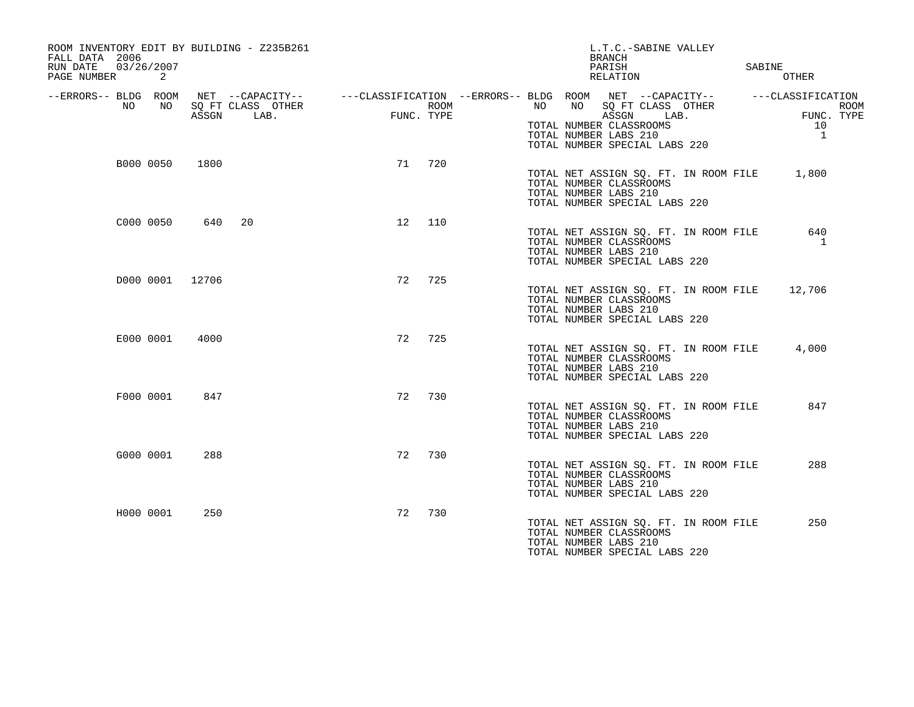ROOM INVENTORY EDIT BY BUILDING - Z235B261
FALL DATA 2006
RUN DATE 03/26/2007
PAGE NUMBER 2

L.T.C.-SABINE VALLEY
BRANCH
PARISH SABINE
RELATION OTHER

| --ERRORS-- | BLDG NO | ROOM NO | NET SQ FT ASSGN | CAPACITY CLASS | CAPACITY LAB. | CAPACITY OTHER | CLASSIFICATION FUNC. | CLASSIFICATION ROOM TYPE |
|---|---|---|---|---|---|---|---|---|
| | B000 | 0050 | 1800 | | | | 71 | 720 |
| | C000 | 0050 | 640 | 20 | | | 12 | 110 |
| | D000 | 0001 | 12706 | | | | 72 | 725 |
| | E000 | 0001 | 4000 | | | | 72 | 725 |
| | F000 | 0001 | 847 | | | | 72 | 730 |
| | G000 | 0001 | 288 | | | | 72 | 730 |
| | H000 | 0001 | 250 | | | | 72 | 730 |

TOTAL NUMBER CLASSROOMS 10
TOTAL NUMBER LABS 210 1
TOTAL NUMBER SPECIAL LABS 220

B000 0050:
TOTAL NET ASSIGN SQ. FT. IN ROOM FILE 1,800
TOTAL NUMBER CLASSROOMS
TOTAL NUMBER LABS 210
TOTAL NUMBER SPECIAL LABS 220

C000 0050:
TOTAL NET ASSIGN SQ. FT. IN ROOM FILE 640
TOTAL NUMBER CLASSROOMS 1
TOTAL NUMBER LABS 210
TOTAL NUMBER SPECIAL LABS 220

D000 0001:
TOTAL NET ASSIGN SQ. FT. IN ROOM FILE 12,706
TOTAL NUMBER CLASSROOMS
TOTAL NUMBER LABS 210
TOTAL NUMBER SPECIAL LABS 220

E000 0001:
TOTAL NET ASSIGN SQ. FT. IN ROOM FILE 4,000
TOTAL NUMBER CLASSROOMS
TOTAL NUMBER LABS 210
TOTAL NUMBER SPECIAL LABS 220

F000 0001:
TOTAL NET ASSIGN SQ. FT. IN ROOM FILE 847
TOTAL NUMBER CLASSROOMS
TOTAL NUMBER LABS 210
TOTAL NUMBER SPECIAL LABS 220

G000 0001:
TOTAL NET ASSIGN SQ. FT. IN ROOM FILE 288
TOTAL NUMBER CLASSROOMS
TOTAL NUMBER LABS 210
TOTAL NUMBER SPECIAL LABS 220

H000 0001:
TOTAL NET ASSIGN SQ. FT. IN ROOM FILE 250
TOTAL NUMBER CLASSROOMS
TOTAL NUMBER LABS 210
TOTAL NUMBER SPECIAL LABS 220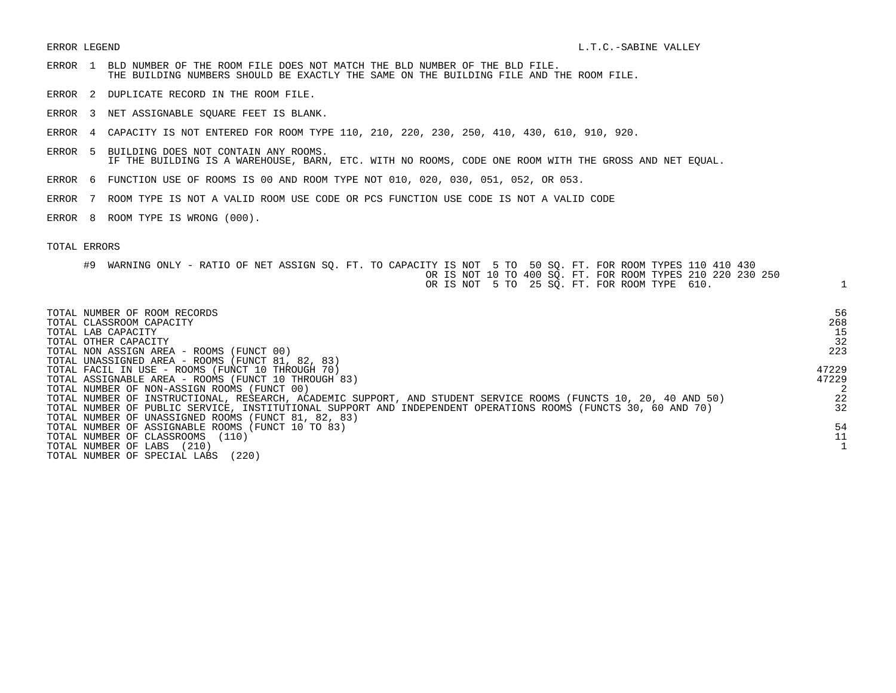ERROR LEGEND

L.T.C.-SABINE VALLEY

ERROR 1 BLD NUMBER OF THE ROOM FILE DOES NOT MATCH THE BLD NUMBER OF THE BLD FILE.
THE BUILDING NUMBERS SHOULD BE EXACTLY THE SAME ON THE BUILDING FILE AND THE ROOM FILE.

ERROR 2 DUPLICATE RECORD IN THE ROOM FILE.

ERROR 3 NET ASSIGNABLE SQUARE FEET IS BLANK.

ERROR 4 CAPACITY IS NOT ENTERED FOR ROOM TYPE 110, 210, 220, 230, 250, 410, 430, 610, 910, 920.

ERROR 5 BUILDING DOES NOT CONTAIN ANY ROOMS.
IF THE BUILDING IS A WAREHOUSE, BARN, ETC. WITH NO ROOMS, CODE ONE ROOM WITH THE GROSS AND NET EQUAL.

ERROR 6 FUNCTION USE OF ROOMS IS 00 AND ROOM TYPE NOT 010, 020, 030, 051, 052, OR 053.

ERROR 7 ROOM TYPE IS NOT A VALID ROOM USE CODE OR PCS FUNCTION USE CODE IS NOT A VALID CODE

ERROR 8 ROOM TYPE IS WRONG (000).

TOTAL ERRORS

| | |
|---|---|
| #9 WARNING ONLY - RATIO OF NET ASSIGN SQ. FT. TO CAPACITY IS NOT 5 TO 50 SQ. FT. FOR ROOM TYPES 110 410 430 OR IS NOT 10 TO 400 SQ. FT. FOR ROOM TYPES 210 220 230 250 OR IS NOT 5 TO 25 SQ. FT. FOR ROOM TYPE 610. | 1 |

| | |
|---|---|
| TOTAL NUMBER OF ROOM RECORDS | 56 |
| TOTAL CLASSROOM CAPACITY | 268 |
| TOTAL LAB CAPACITY | 15 |
| TOTAL OTHER CAPACITY | 32 |
| TOTAL NON ASSIGN AREA - ROOMS (FUNCT 00) | 223 |
| TOTAL UNASSIGNED AREA - ROOMS (FUNCT 81, 82, 83) | |
| TOTAL FACIL IN USE - ROOMS (FUNCT 10 THROUGH 70) | 47229 |
| TOTAL ASSIGNABLE AREA - ROOMS (FUNCT 10 THROUGH 83) | 47229 |
| TOTAL NUMBER OF NON-ASSIGN ROOMS (FUNCT 00) | 2 |
| TOTAL NUMBER OF INSTRUCTIONAL, RESEARCH, ACADEMIC SUPPORT, AND STUDENT SERVICE ROOMS (FUNCTS 10, 20, 40 AND 50) | 22 |
| TOTAL NUMBER OF PUBLIC SERVICE, INSTITUTIONAL SUPPORT AND INDEPENDENT OPERATIONS ROOMS (FUNCTS 30, 60 AND 70) | 32 |
| TOTAL NUMBER OF UNASSIGNED ROOMS (FUNCT 81, 82, 83) | |
| TOTAL NUMBER OF ASSIGNABLE ROOMS (FUNCT 10 TO 83) | 54 |
| TOTAL NUMBER OF CLASSROOMS (110) | 11 |
| TOTAL NUMBER OF LABS (210) | 1 |
| TOTAL NUMBER OF SPECIAL LABS (220) | |